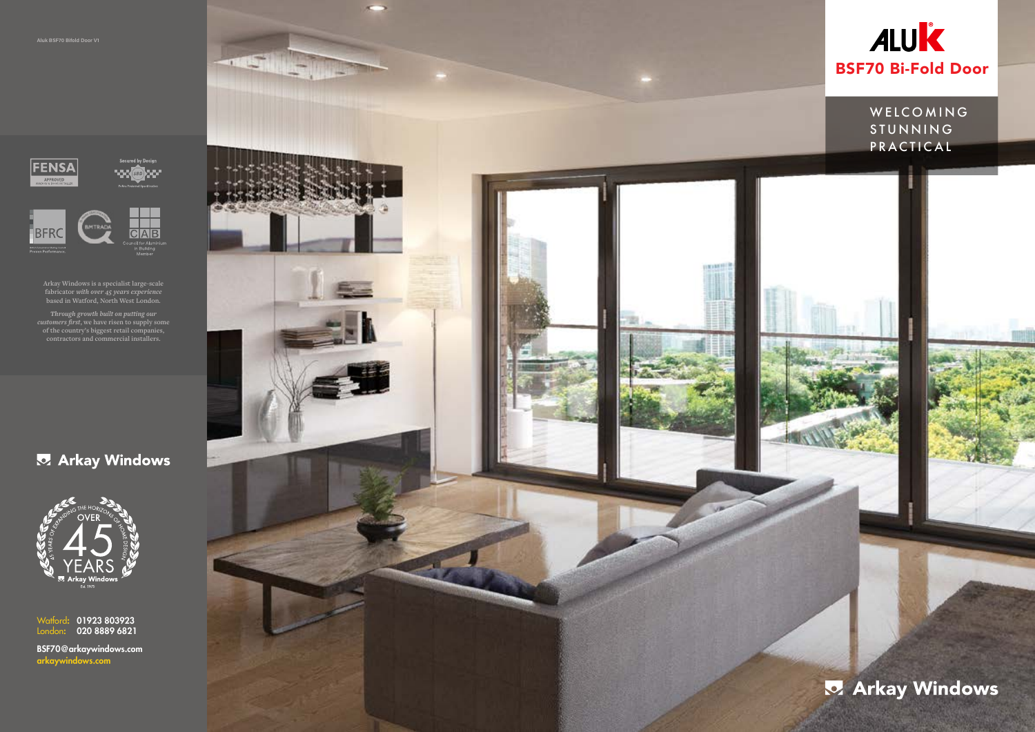Aluk BSF70 Bifold Door V1

FENSA APPROVED

Secured by Design

BFRC

BM TRADA

CAB Council for Aluminium in Building Member

Arkay Windows is a specialist large-scale fabricator *with over 45 years experience* based in Watford, North West London.

*Through growth built on putting our customers first*, we have risen to supply some of the country's biggest retail companies, contractors and commercial installers.

**Arkay Windows**

Over 45 Years — Expanding the Horizons of Home Design — Arkay Windows Est. 1975

Watford: **01923 803923**
London: **020 8889 6821**

**BSF70@arkaywindows.com**
**arkaywindows.com**

# ALUK

## BSF70 Bi-Fold Door

WELCOMING
STUNNING
PRACTICAL

**Arkay Windows**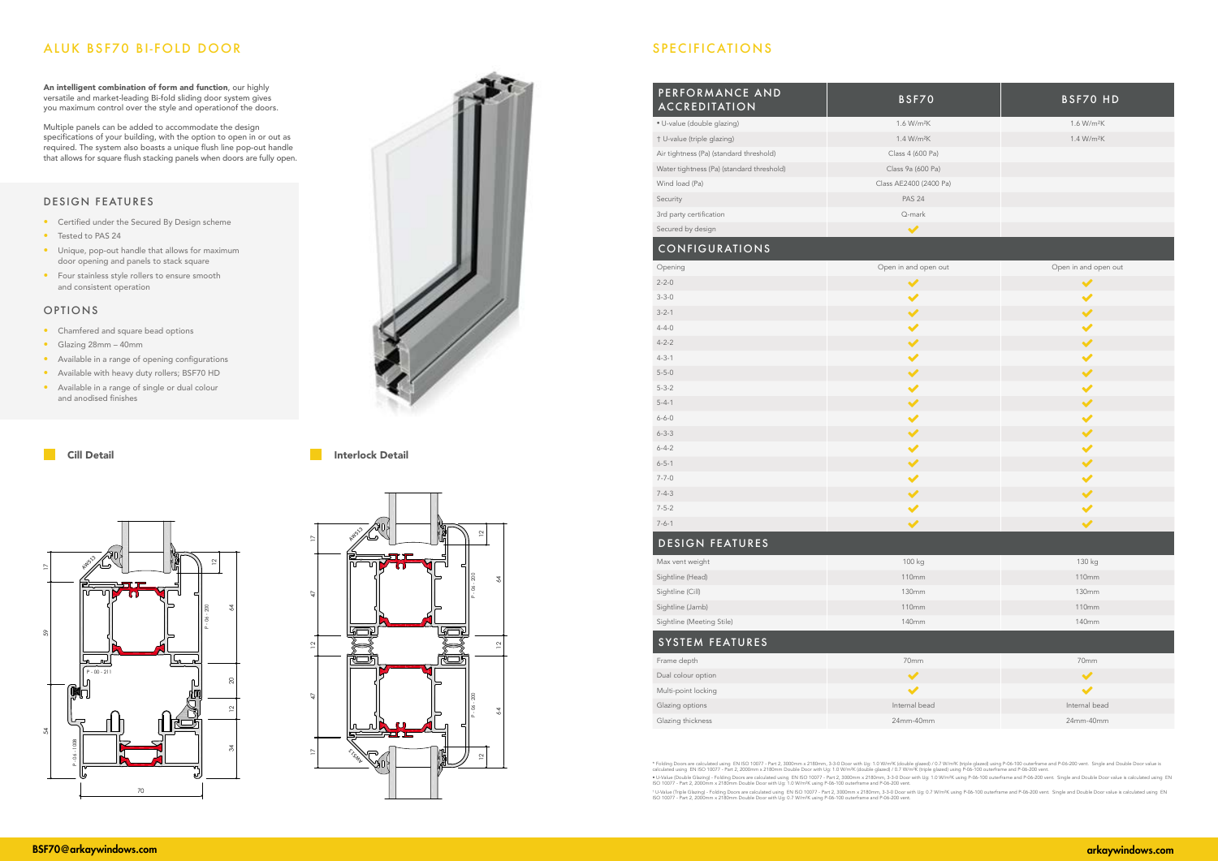## ALUK BSF70 BI-FOLD DOOR

**An intelligent combination of form and function**, our highly versatile and market-leading Bi-fold sliding door system gives you maximum control over the style and operationof the doors.

Multiple panels can be added to accommodate the design specifications of your building, with the option to open in or out as required. The system also boasts a unique flush line pop-out handle that allows for square flush stacking panels when doors are fully open.

### DESIGN FEATURES

- Certified under the Secured By Design scheme
- Tested to PAS 24
- Unique, pop-out handle that allows for maximum door opening and panels to stack square
- Four stainless style rollers to ensure smooth and consistent operation

### OPTIONS

- Chamfered and square bead options
- Glazing 28mm – 40mm
- Available in a range of opening configurations
- Available with heavy duty rollers; BSF70 HD
- Available in a range of single or dual colour and anodised finishes

**Cill Detail**

17
59
54
70
12
64
20
12
34
P - 06 - 200
P - 00 - 211
P - 06 - 1008
AW513

**Interlock Detail**

17
47
12
47
17
12
64
12
64
12
P - 06 - 200
P - 06 - 200
AW513

## SPECIFICATIONS

| PERFORMANCE AND ACCREDITATION | BSF70 | BSF70 HD |
|---|---|---|
| • U-value (double glazing) | 1.6 W/m²K | 1.6 W/m²K |
| † U-value (triple glazing) | 1.4 W/m²K | 1.4 W/m²K |
| Air tightness (Pa) (standard threshold) | Class 4 (600 Pa) | |
| Water tightness (Pa) (standard threshold) | Class 9a (600 Pa) | |
| Wind load (Pa) | Class AE2400 (2400 Pa) | |
| Security | PAS 24 | |
| 3rd party certification | Q-mark | |
| Secured by design | ✓ | |
| **CONFIGURATIONS** | | |
| Opening | Open in and open out | Open in and open out |
| 2-2-0 | ✓ | ✓ |
| 3-3-0 | ✓ | ✓ |
| 3-2-1 | ✓ | ✓ |
| 4-4-0 | ✓ | ✓ |
| 4-2-2 | ✓ | ✓ |
| 4-3-1 | ✓ | ✓ |
| 5-5-0 | ✓ | ✓ |
| 5-3-2 | ✓ | ✓ |
| 5-4-1 | ✓ | ✓ |
| 6-6-0 | ✓ | ✓ |
| 6-3-3 | ✓ | ✓ |
| 6-4-2 | ✓ | ✓ |
| 6-5-1 | ✓ | ✓ |
| 7-7-0 | ✓ | ✓ |
| 7-4-3 | ✓ | ✓ |
| 7-5-2 | ✓ | ✓ |
| 7-6-1 | ✓ | ✓ |
| **DESIGN FEATURES** | | |
| Max vent weight | 100 kg | 130 kg |
| Sightline (Head) | 110mm | 110mm |
| Sightline (Cill) | 130mm | 130mm |
| Sightline (Jamb) | 110mm | 110mm |
| Sightline (Meeting Stile) | 140mm | 140mm |
| **SYSTEM FEATURES** | | |
| Frame depth | 70mm | 70mm |
| Dual colour option | ✓ | ✓ |
| Multi-point locking | ✓ | ✓ |
| Glazing options | Internal bead | Internal bead |
| Glazing thickness | 24mm-40mm | 24mm-40mm |

* Folding Doors are calculated using EN ISO 10077 - Part 2, 3000mm x 2180mm, 3-3-0 Door with Ug: 1.0 W/m²K (double glazed) / 0.7 W/m²K (triple glazed) using P-06-100 outerframe and P-06-200 vent. Single and Double Door value is calculated using EN ISO 10077 - Part 2, 2000mm x 2180mm Double Door with Ug: 1.0 W/m²K (double glazed) / 0.7 W/m²K (triple glazed) using P-06-100 outerframe and P-06-200 vent.

• U-Value (Double Glazing) - Folding Doors are calculated using EN ISO 10077 - Part 2, 3000mm x 2180mm, 3-3-0 Door with Ug: 1.0 W/m²K using P-06-100 outerframe and P-06-200 vent. Single and Double Door value is calculated using EN ISO 10077 - Part 2, 2000mm x 2180mm Double Door with Ug: 1.0 W/m²K using P-06-100 outerframe and P-06-200 vent.

† U-Value (Triple Glazing) - Folding Doors are calculated using EN ISO 10077 - Part 2, 3000mm x 2180mm, 3-3-0 Door with Ug: 0.7 W/m²K using P-06-100 outerframe and P-06-200 vent. Single and Double Door value is calculated using EN ISO 10077 - Part 2, 2000mm x 2180mm Double Door with Ug: 0.7 W/m²K using P-06-100 outerframe and P-06-200 vent.

BSF70@arkaywindows.com

arkaywindows.com